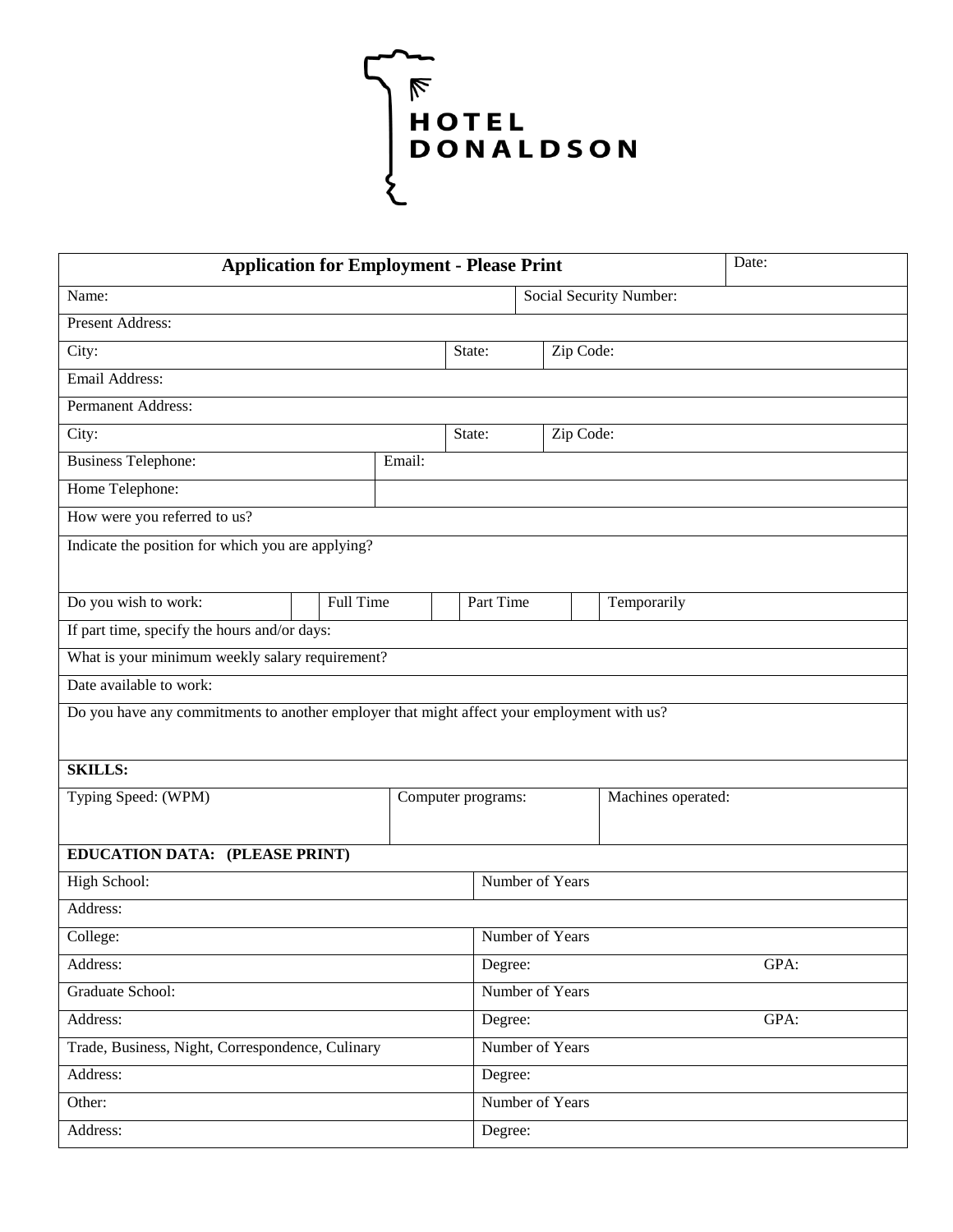# HOTEL DONALDSON

| Application for Employment - Please Print | | | | | | | Date: |
|---|---|---|---|---|---|---|---|
| Name: | | | | | Social Security Number: | | |
| Present Address: | | | | | | | |
| City: | | | State: | | Zip Code: | | |
| Email Address: | | | | | | | |
| Permanent Address: | | | | | | | |
| City: | | | State: | | Zip Code: | | |
| Business Telephone: | | Email: | | | | | |
| Home Telephone: | | | | | | | |
| How were you referred to us? | | | | | | | |
| Indicate the position for which you are applying? | | | | | | | |
| Do you wish to work: | | Full Time | | Part Time | | Temporarily | |
| If part time, specify the hours and/or days: | | | | | | | |
| What is your minimum weekly salary requirement? | | | | | | | |
| Date available to work: | | | | | | | |
| Do you have any commitments to another employer that might affect your employment with us? | | | | | | | |
| **SKILLS:** | | | | | | | |
| Typing Speed: (WPM) | | Computer programs: | | | Machines operated: | | |
| **EDUCATION DATA: (PLEASE PRINT)** | | | | | | | |
| High School: | | | | Number of Years | | | |
| Address: | | | | | | | |
| College: | | | | Number of Years | | | |
| Address: | | | | Degree: | | | GPA: |
| Graduate School: | | | | Number of Years | | | |
| Address: | | | | Degree: | | | GPA: |
| Trade, Business, Night, Correspondence, Culinary | | | | Number of Years | | | |
| Address: | | | | Degree: | | | |
| Other: | | | | Number of Years | | | |
| Address: | | | | Degree: | | | |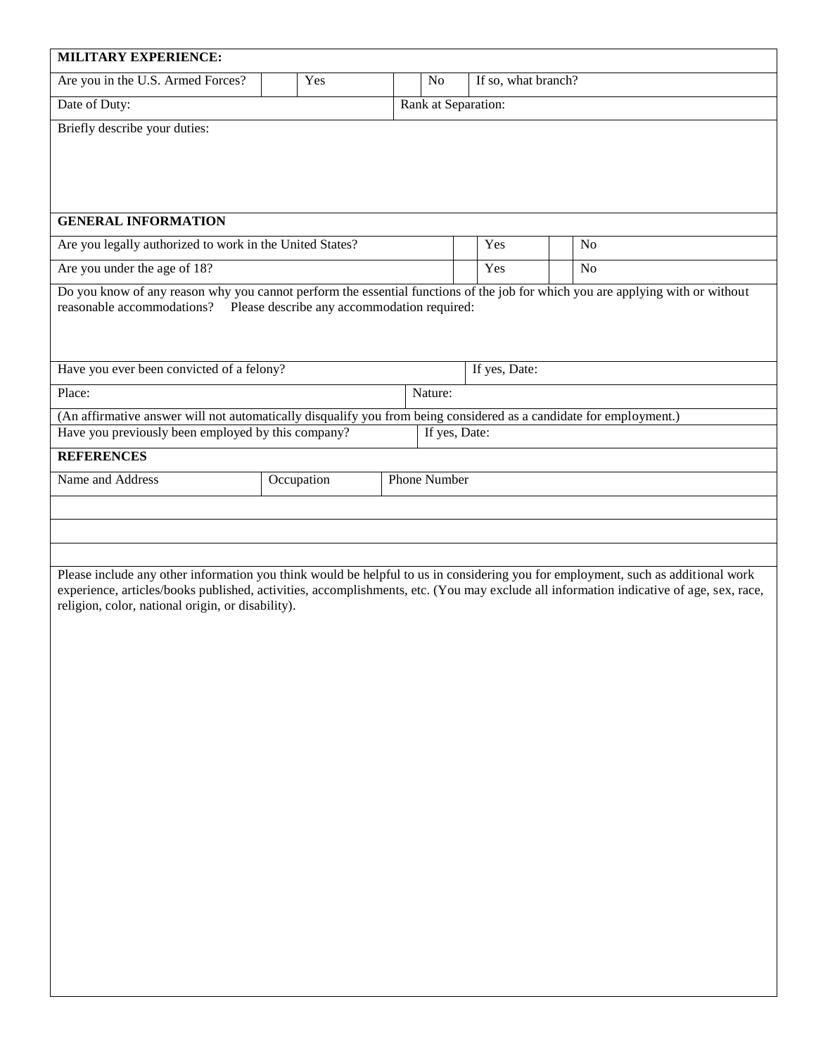## MILITARY EXPERIENCE:

| Are you in the U.S. Armed Forces? | | Yes | | No | If so, what branch? |
|---|---|---|---|---|---|
| Date of Duty: | | | Rank at Separation: | | |

Briefly describe your duties:

## GENERAL INFORMATION

| Are you legally authorized to work in the United States? | | Yes | | No |
|---|---|---|---|---|
| Are you under the age of 18? | | Yes | | No |

Do you know of any reason why you cannot perform the essential functions of the job for which you are applying with or without reasonable accommodations? Please describe any accommodation required:

| Have you ever been convicted of a felony? | If yes, Date: |
|---|---|
| Place: | Nature: |

(An affirmative answer will not automatically disqualify you from being considered as a candidate for employment.)

| Have you previously been employed by this company? | If yes, Date: |
|---|---|

## REFERENCES

| Name and Address | Occupation | Phone Number |
|---|---|---|
| | | |
| | | |
| | | |

Please include any other information you think would be helpful to us in considering you for employment, such as additional work experience, articles/books published, activities, accomplishments, etc. (You may exclude all information indicative of age, sex, race, religion, color, national origin, or disability).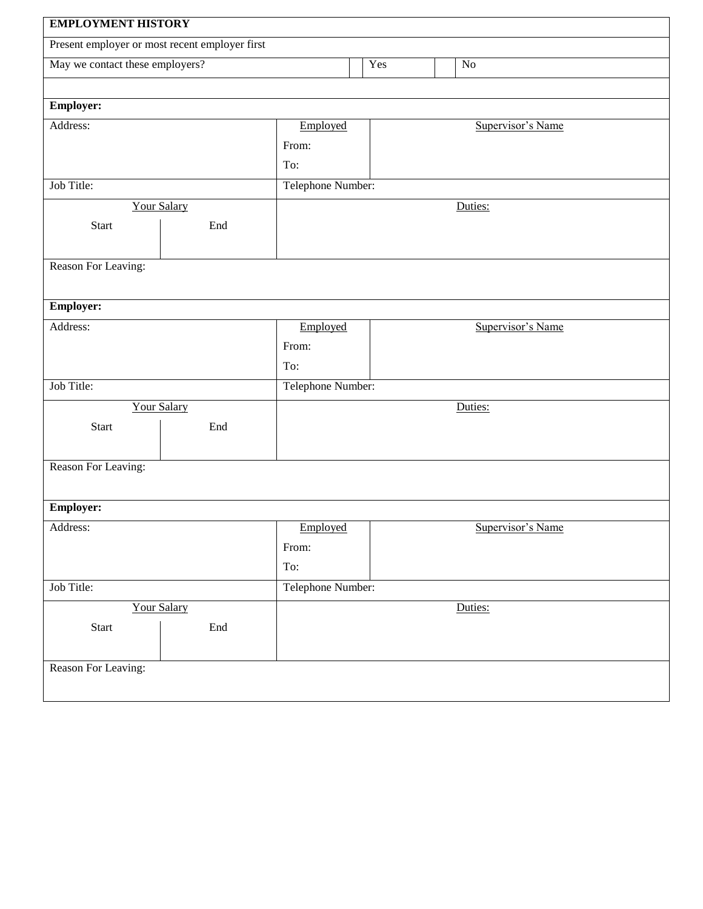| **EMPLOYMENT HISTORY** | | | | |
|---|---|---|---|---|
| Present employer or most recent employer first | | | | |
| May we contact these employers? | | Yes | | No |

| **Employer:** | | | |
|---|---|---|---|
| Address: | | Employed<br>From:<br>To: | Supervisor's Name |
| Job Title: | | Telephone Number: | |
| Your Salary | | Duties: | |
| Start | End | | |
| Reason For Leaving: | | | |

| **Employer:** | | | |
|---|---|---|---|
| Address: | | Employed<br>From:<br>To: | Supervisor's Name |
| Job Title: | | Telephone Number: | |
| Your Salary | | Duties: | |
| Start | End | | |
| Reason For Leaving: | | | |

| **Employer:** | | | |
|---|---|---|---|
| Address: | | Employed<br>From:<br>To: | Supervisor's Name |
| Job Title: | | Telephone Number: | |
| Your Salary | | Duties: | |
| Start | End | | |
| Reason For Leaving: | | | |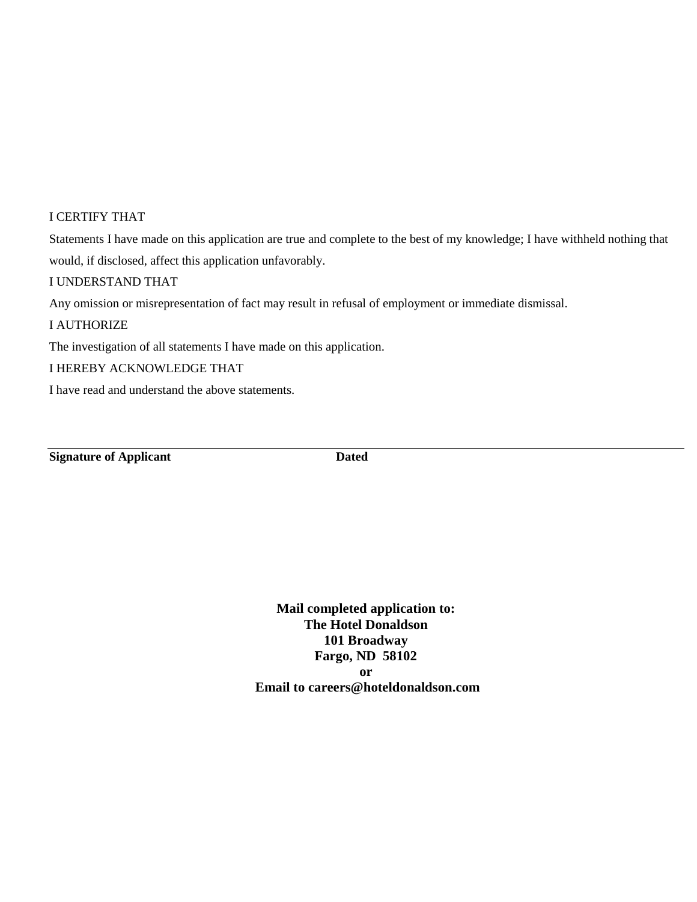I CERTIFY THAT

Statements I have made on this application are true and complete to the best of my knowledge; I have withheld nothing that would, if disclosed, affect this application unfavorably.

I UNDERSTAND THAT

Any omission or misrepresentation of fact may result in refusal of employment or immediate dismissal.

I AUTHORIZE

The investigation of all statements I have made on this application.

I HEREBY ACKNOWLEDGE THAT

I have read and understand the above statements.

---

**Signature of Applicant** **Dated**

**Mail completed application to:**
**The Hotel Donaldson**
**101 Broadway**
**Fargo, ND 58102**
**or**
**Email to careers@hoteldonaldson.com**